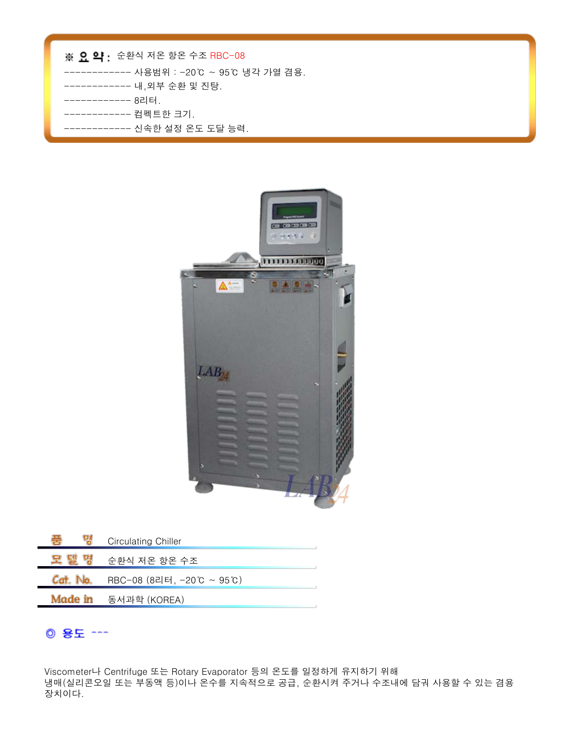※ **요 약 :** 순환식 저온 항온 수조 RBC-08

------------- 사용범위 : -20℃ ~ 95℃ 냉각 가열 겸용.

------------- 내,외부 순환 및 진탕.

------------- 8리터.

------------- 컴펙트한 크기.

------------- 신속한 설정 온도 도달 능력.

| | |
|---|---|
| 품 명 | Circulating Chiller |
| 모 델 명 | 순환식 저온 항온 수조 |
| Cat. No. | RBC-08 (8리터, -20℃ ~ 95℃) |
| Made in | 동서과학 (KOREA) |

## ◎ 용도 ---

Viscometer나 Centrifuge 또는 Rotary Evaporator 등의 온도를 일정하게 유지하기 위해 냉매(실리콘오일 또는 부동액 등)이나 온수를 지속적으로 공급, 순환시켜 주거나 수조내에 담궈 사용할 수 있는 겸용 장치이다.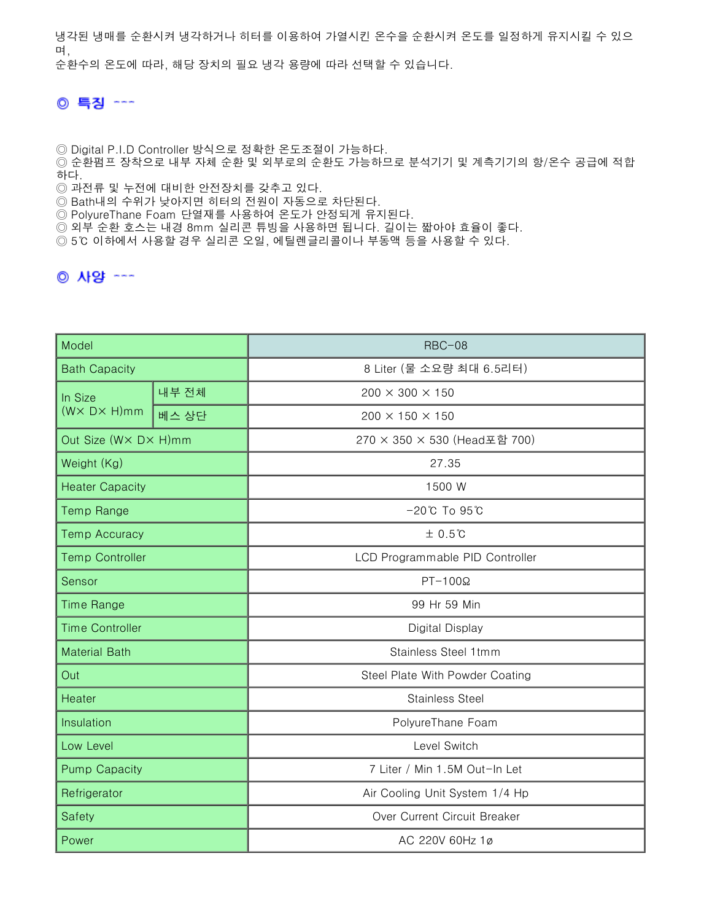냉각된 냉매를 순환시켜 냉각하거나 히터를 이용하여 가열시킨 온수을 순환시켜 온도를 일정하게 유지시킬 수 있으며,
순환수의 온도에 따라, 해당 장치의 필요 냉각 용량에 따라 선택할 수 있습니다.

## ◎ 특징 ---

◎ Digital P.I.D Controller 방식으로 정확한 온도조절이 가능하다.
◎ 순환펌프 장착으로 내부 자체 순환 및 외부로의 순환도 가능하므로 분석기기 및 계측기기의 항/온수 공급에 적합하다.
◎ 과전류 및 누전에 대비한 안전장치를 갖추고 있다.
◎ Bath내의 수위가 낮아지면 히터의 전원이 자동으로 차단된다.
◎ PolyureThane Foam 단열재를 사용하여 온도가 안정되게 유지된다.
◎ 외부 순환 호스는 내경 8mm 실리콘 튜빙을 사용하면 됩니다. 길이는 짧아야 효율이 좋다.
◎ 5℃ 이하에서 사용할 경우 실리콘 오일, 에틸렌글리콜이나 부동액 등을 사용할 수 있다.

## ◎ 사양 ---

| Model | | RBC-08 |
|---|---|---|
| Bath Capacity | | 8 Liter (물 소요량 최대 6.5리터) |
| In Size (W× D× H)mm | 내부 전체 | 200 × 300 × 150 |
| | 베스 상단 | 200 × 150 × 150 |
| Out Size (W× D× H)mm | | 270 × 350 × 530 (Head포함 700) |
| Weight (Kg) | | 27.35 |
| Heater Capacity | | 1500 W |
| Temp Range | | -20℃ To 95℃ |
| Temp Accuracy | | ± 0.5℃ |
| Temp Controller | | LCD Programmable PID Controller |
| Sensor | | PT-100Ω |
| Time Range | | 99 Hr 59 Min |
| Time Controller | | Digital Display |
| Material Bath | | Stainless Steel 1tmm |
| Out | | Steel Plate With Powder Coating |
| Heater | | Stainless Steel |
| Insulation | | PolyureThane Foam |
| Low Level | | Level Switch |
| Pump Capacity | | 7 Liter / Min 1.5M Out-In Let |
| Refrigerator | | Air Cooling Unit System 1/4 Hp |
| Safety | | Over Current Circuit Breaker |
| Power | | AC 220V 60Hz 1ø |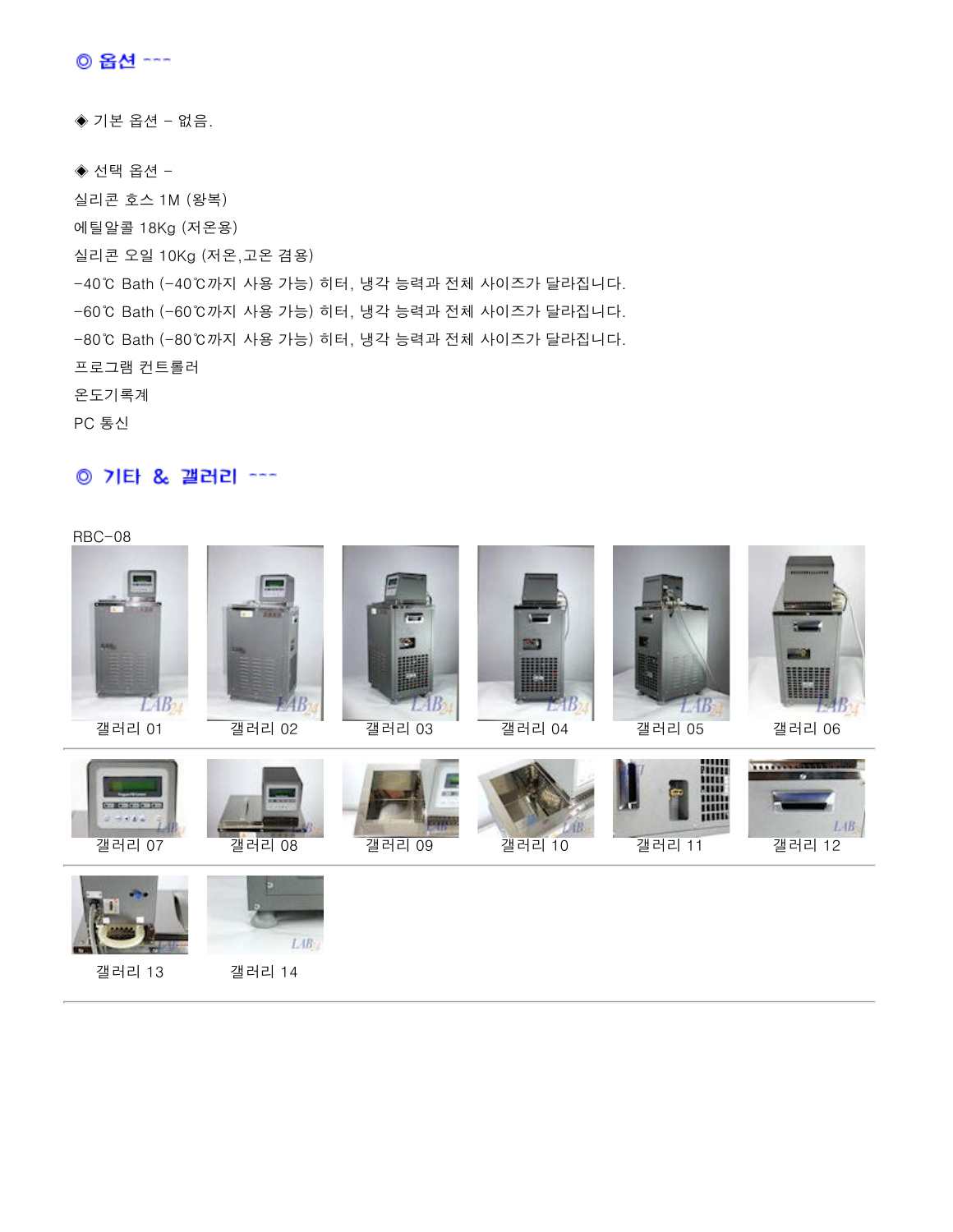## ◎ 옵션 ---

◈ 기본 옵션 – 없음.

◈ 선택 옵션 –

실리콘 호스 1M (왕복)

에틸알콜 18Kg (저온용)

실리콘 오일 10Kg (저온,고온 겸용)

-40℃ Bath (-40℃까지 사용 가능) 히터, 냉각 능력과 전체 사이즈가 달라집니다.

-60℃ Bath (-60℃까지 사용 가능) 히터, 냉각 능력과 전체 사이즈가 달라집니다.

-80℃ Bath (-80℃까지 사용 가능) 히터, 냉각 능력과 전체 사이즈가 달라집니다.

프로그램 컨트롤러

온도기록계

PC 통신

## ◎ 기타 & 갤러리 ---

RBC-08

갤러리 01 갤러리 02 갤러리 03 갤러리 04 갤러리 05 갤러리 06

갤러리 07 갤러리 08 갤러리 09 갤러리 10 갤러리 11 갤러리 12

갤러리 13 갤러리 14